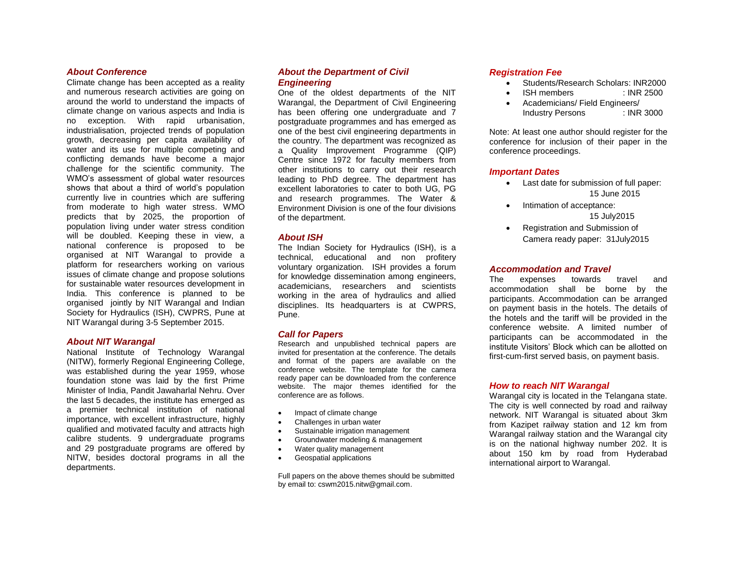## About Conference

Climate change has been accepted as a reality and numerous research activities are going on around the world to understand the impacts of climate change on various aspects and India is no exception. With rapid urbanisation, industrialisation, projected trends of population growth, decreasing per capita availability of water and its use for multiple competing and conflicting demands have become a major challenge for the scientific community. The WMO's assessment of global water resources shows that about a third of world's population currently live in countries which are suffering from moderate to high water stress. WMO predicts that by 2025, the proportion of population living under water stress condition will be doubled. Keeping these in view, a national conference is proposed to be organised at NIT Warangal to provide a platform for researchers working on various issues of climate change and propose solutions for sustainable water resources development in India. This conference is planned to be organised jointly by NIT Warangal and Indian Society for Hydraulics (ISH), CWPRS, Pune at NIT Warangal during 3-5 September 2015.

## About NIT Warangal

National Institute of Technology Warangal (NITW), formerly Regional Engineering College, was established during the year 1959, whose foundation stone was laid by the first Prime Minister of India, Pandit Jawaharlal Nehru. Over the last 5 decades, the institute has emerged as a premier technical institution of national importance, with excellent infrastructure, highly qualified and motivated faculty and attracts high calibre students. 9 undergraduate programs and 29 postgraduate programs are offered by NITW, besides doctoral programs in all the departments.

## About the Department of Civil Engineering

One of the oldest departments of the NIT Warangal, the Department of Civil Engineering has been offering one undergraduate and 7 postgraduate programmes and has emerged as one of the best civil engineering departments in the country. The department was recognized as a Quality Improvement Programme (QIP) Centre since 1972 for faculty members from other institutions to carry out their research leading to PhD degree. The department has excellent laboratories to cater to both UG, PG and research programmes. The Water & Environment Division is one of the four divisions of the department.

## About ISH

The Indian Society for Hydraulics (ISH), is a technical, educational and non profitery voluntary organization. ISH provides a forum for knowledge dissemination among engineers, academicians, researchers and scientists working in the area of hydraulics and allied disciplines. Its headquarters is at CWPRS, Pune.

## Call for Papers

Research and unpublished technical papers are invited for presentation at the conference. The details and format of the papers are available on the conference website. The template for the camera ready paper can be downloaded from the conference website. The major themes identified for the conference are as follows.

- Impact of climate change
- Challenges in urban water
- Sustainable irrigation management
- Groundwater modeling & management
- Water quality management
- Geospatial applications

Full papers on the above themes should be submitted by email to: cswm2015.nitw@gmail.com.

## Registration Fee

- Students/Research Scholars: INR2000
- ISH members : INR 2500
- Academicians/ Field Engineers/ Industry Persons : INR 3000

Note: At least one author should register for the conference for inclusion of their paper in the conference proceedings.

## Important Dates

- Last date for submission of full paper: 15 June 2015
- Intimation of acceptance: 15 July2015
- Registration and Submission of Camera ready paper: 31July2015

## Accommodation and Travel

The expenses towards travel and accommodation shall be borne by the participants. Accommodation can be arranged on payment basis in the hotels. The details of the hotels and the tariff will be provided in the conference website. A limited number of participants can be accommodated in the institute Visitors' Block which can be allotted on first-cum-first served basis, on payment basis.

## How to reach NIT Warangal

Warangal city is located in the Telangana state. The city is well connected by road and railway network. NIT Warangal is situated about 3km from Kazipet railway station and 12 km from Warangal railway station and the Warangal city is on the national highway number 202. It is about 150 km by road from Hyderabad international airport to Warangal.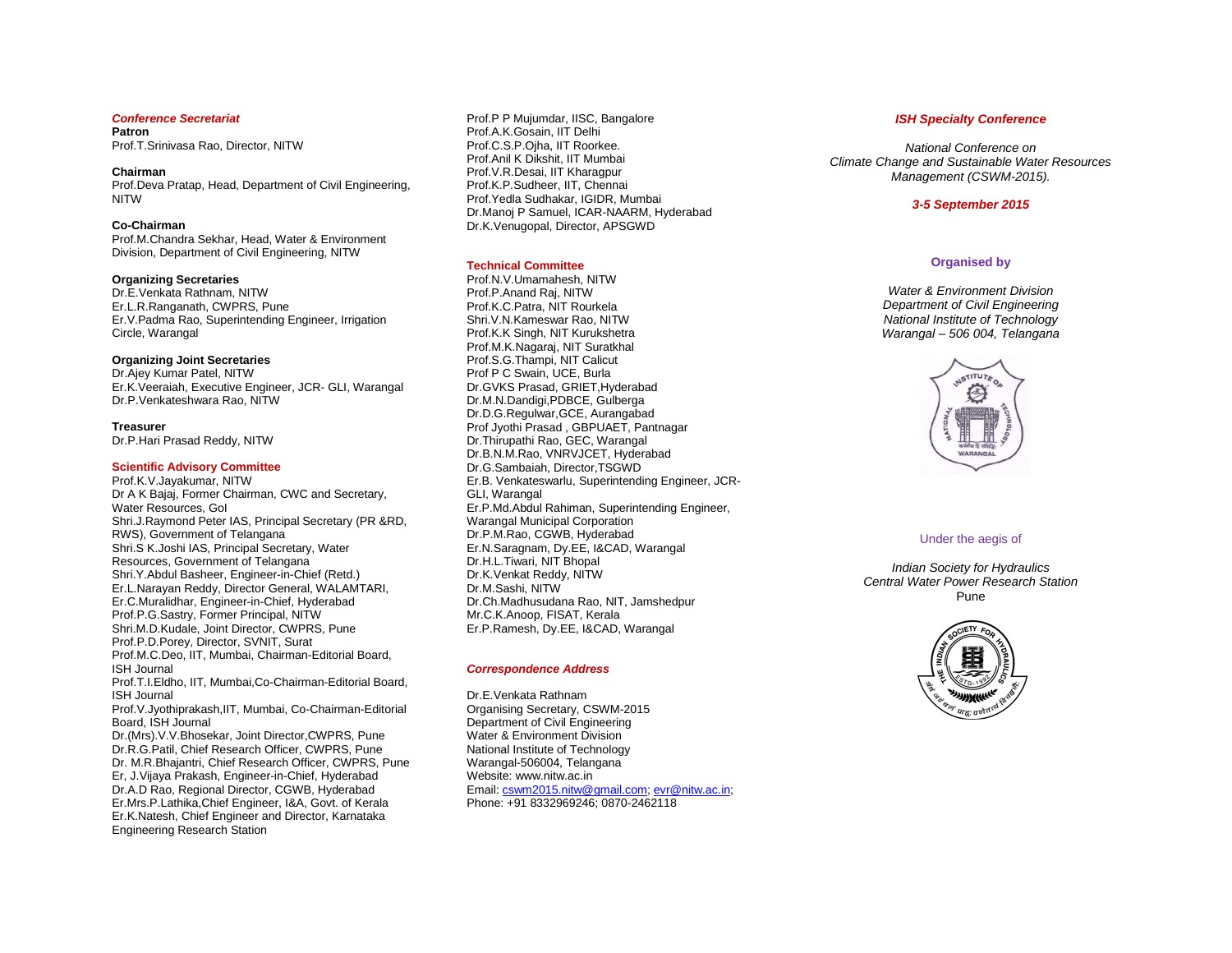### *Conference Secretariat*

**Patron**
Prof.T.Srinivasa Rao, Director, NITW

**Chairman**
Prof.Deva Pratap, Head, Department of Civil Engineering, NITW

**Co-Chairman**
Prof.M.Chandra Sekhar, Head, Water & Environment Division, Department of Civil Engineering, NITW

**Organizing Secretaries**
Dr.E.Venkata Rathnam, NITW
Er.L.R.Ranganath, CWPRS, Pune
Er.V.Padma Rao, Superintending Engineer, Irrigation Circle, Warangal

**Organizing Joint Secretaries**
Dr.Ajey Kumar Patel, NITW
Er.K.Veeraiah, Executive Engineer, JCR- GLI, Warangal
Dr.P.Venkateshwara Rao, NITW

**Treasurer**
Dr.P.Hari Prasad Reddy, NITW

### Scientific Advisory Committee

Prof.K.V.Jayakumar, NITW
Dr A K Bajaj, Former Chairman, CWC and Secretary, Water Resources, GoI
Shri.J.Raymond Peter IAS, Principal Secretary (PR &RD, RWS), Government of Telangana
Shri.S K.Joshi IAS, Principal Secretary, Water Resources, Government of Telangana
Shri.Y.Abdul Basheer, Engineer-in-Chief (Retd.)
Er.L.Narayan Reddy, Director General, WALAMTARI,
Er.C.Muralidhar, Engineer-in-Chief, Hyderabad
Prof.P.G.Sastry, Former Principal, NITW
Shri.M.D.Kudale, Joint Director, CWPRS, Pune
Prof.P.D.Porey, Director, SVNIT, Surat
Prof.M.C.Deo, IIT, Mumbai, Chairman-Editorial Board, ISH Journal
Prof.T.I.Eldho, IIT, Mumbai,Co-Chairman-Editorial Board, ISH Journal
Prof.V.Jyothiprakash,IIT, Mumbai, Co-Chairman-Editorial Board, ISH Journal
Dr.(Mrs).V.V.Bhosekar, Joint Director,CWPRS, Pune
Dr.R.G.Patil, Chief Research Officer, CWPRS, Pune
Dr. M.R.Bhajantri, Chief Research Officer, CWPRS, Pune
Er, J.Vijaya Prakash, Engineer-in-Chief, Hyderabad
Dr.A.D Rao, Regional Director, CGWB, Hyderabad
Er.Mrs.P.Lathika,Chief Engineer, I&A, Govt. of Kerala
Er.K.Natesh, Chief Engineer and Director, Karnataka Engineering Research Station
Prof.P P Mujumdar, IISC, Bangalore
Prof.A.K.Gosain, IIT Delhi
Prof.C.S.P.Ojha, IIT Roorkee.
Prof.Anil K Dikshit, IIT Mumbai
Prof.V.R.Desai, IIT Kharagpur
Prof.K.P.Sudheer, IIT, Chennai
Prof.Yedla Sudhakar, IGIDR, Mumbai
Dr.Manoj P Samuel, ICAR-NAARM, Hyderabad
Dr.K.Venugopal, Director, APSGWD

### Technical Committee

Prof.N.V.Umamahesh, NITW
Prof.P.Anand Raj, NITW
Prof.K.C.Patra, NIT Rourkela
Shri.V.N.Kameswar Rao, NITW
Prof.K.K Singh, NIT Kurukshetra
Prof.M.K.Nagaraj, NIT Suratkhal
Prof.S.G.Thampi, NIT Calicut
Prof P C Swain, UCE, Burla
Dr.GVKS Prasad, GRIET,Hyderabad
Dr.M.N.Dandigi,PDBCE, Gulberga
Dr.D.G.Regulwar,GCE, Aurangabad
Prof Jyothi Prasad , GBPUAET, Pantnagar
Dr.Thirupathi Rao, GEC, Warangal
Dr.B.N.M.Rao, VNRVJCET, Hyderabad
Dr.G.Sambaiah, Director,TSGWD
Er.B. Venkateswarlu, Superintending Engineer, JCR-GLI, Warangal
Er.P.Md.Abdul Rahiman, Superintending Engineer, Warangal Municipal Corporation
Dr.P.M.Rao, CGWB, Hyderabad
Er.N.Saragnam, Dy.EE, I&CAD, Warangal
Dr.H.L.Tiwari, NIT Bhopal
Dr.K.Venkat Reddy, NITW
Dr.M.Sashi, NITW
Dr.Ch.Madhusudana Rao, NIT, Jamshedpur
Mr.C.K.Anoop, FISAT, Kerala
Er.P.Ramesh, Dy.EE, I&CAD, Warangal

### *Correspondence Address*

Dr.E.Venkata Rathnam
Organising Secretary, CSWM-2015
Department of Civil Engineering
Water & Environment Division
National Institute of Technology
Warangal-506004, Telangana
Website: www.nitw.ac.in
Email: cswm2015.nitw@gmail.com; evr@nitw.ac.in;
Phone: +91 8332969246; 0870-2462118

## *ISH Specialty Conference*

*National Conference on*
*Climate Change and Sustainable Water Resources Management (CSWM-2015).*

***3-5 September 2015***

**Organised by**

*Water & Environment Division*
*Department of Civil Engineering*
*National Institute of Technology*
*Warangal – 506 004, Telangana*

Under the aegis of

*Indian Society for Hydraulics*
*Central Water Power Research Station*
Pune